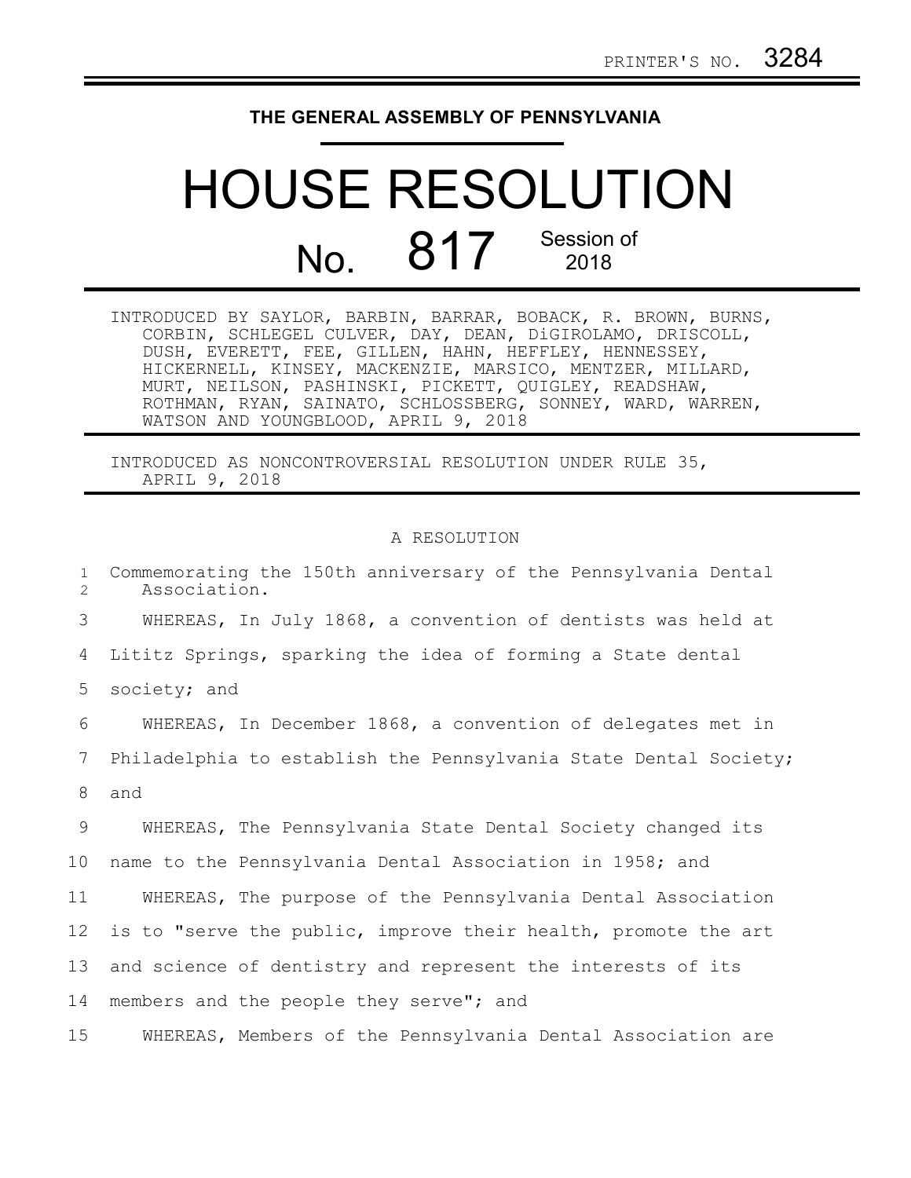PRINTER'S NO. 3284

**THE GENERAL ASSEMBLY OF PENNSYLVANIA**

# HOUSE RESOLUTION

## No. 817 Session of 2018

INTRODUCED BY SAYLOR, BARBIN, BARRAR, BOBACK, R. BROWN, BURNS, CORBIN, SCHLEGEL CULVER, DAY, DEAN, DiGIROLAMO, DRISCOLL, DUSH, EVERETT, FEE, GILLEN, HAHN, HEFFLEY, HENNESSEY, HICKERNELL, KINSEY, MACKENZIE, MARSICO, MENTZER, MILLARD, MURT, NEILSON, PASHINSKI, PICKETT, QUIGLEY, READSHAW, ROTHMAN, RYAN, SAINATO, SCHLOSSBERG, SONNEY, WARD, WARREN, WATSON AND YOUNGBLOOD, APRIL 9, 2018

INTRODUCED AS NONCONTROVERSIAL RESOLUTION UNDER RULE 35, APRIL 9, 2018

A RESOLUTION

1 Commemorating the 150th anniversary of the Pennsylvania Dental
2 Association.

3 WHEREAS, In July 1868, a convention of dentists was held at
4 Lititz Springs, sparking the idea of forming a State dental
5 society; and

6 WHEREAS, In December 1868, a convention of delegates met in
7 Philadelphia to establish the Pennsylvania State Dental Society;
8 and

9 WHEREAS, The Pennsylvania State Dental Society changed its
10 name to the Pennsylvania Dental Association in 1958; and

11 WHEREAS, The purpose of the Pennsylvania Dental Association
12 is to "serve the public, improve their health, promote the art
13 and science of dentistry and represent the interests of its
14 members and the people they serve"; and

15 WHEREAS, Members of the Pennsylvania Dental Association are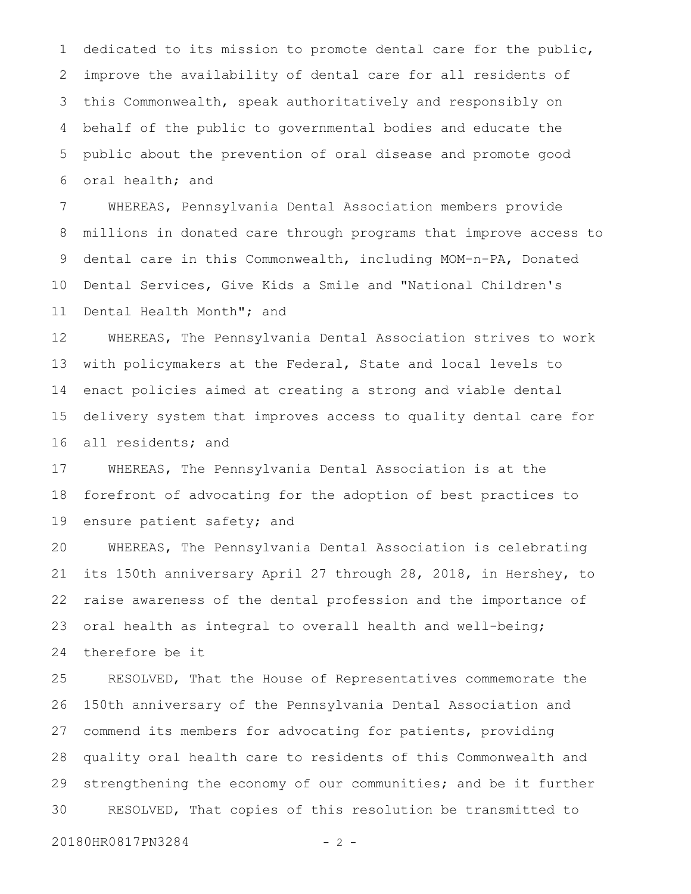dedicated to its mission to promote dental care for the public, improve the availability of dental care for all residents of this Commonwealth, speak authoritatively and responsibly on behalf of the public to governmental bodies and educate the public about the prevention of oral disease and promote good oral health; and

WHEREAS, Pennsylvania Dental Association members provide millions in donated care through programs that improve access to dental care in this Commonwealth, including MOM-n-PA, Donated Dental Services, Give Kids a Smile and "National Children's Dental Health Month"; and

WHEREAS, The Pennsylvania Dental Association strives to work with policymakers at the Federal, State and local levels to enact policies aimed at creating a strong and viable dental delivery system that improves access to quality dental care for all residents; and

WHEREAS, The Pennsylvania Dental Association is at the forefront of advocating for the adoption of best practices to ensure patient safety; and

WHEREAS, The Pennsylvania Dental Association is celebrating its 150th anniversary April 27 through 28, 2018, in Hershey, to raise awareness of the dental profession and the importance of oral health as integral to overall health and well-being; therefore be it

RESOLVED, That the House of Representatives commemorate the 150th anniversary of the Pennsylvania Dental Association and commend its members for advocating for patients, providing quality oral health care to residents of this Commonwealth and strengthening the economy of our communities; and be it further

RESOLVED, That copies of this resolution be transmitted to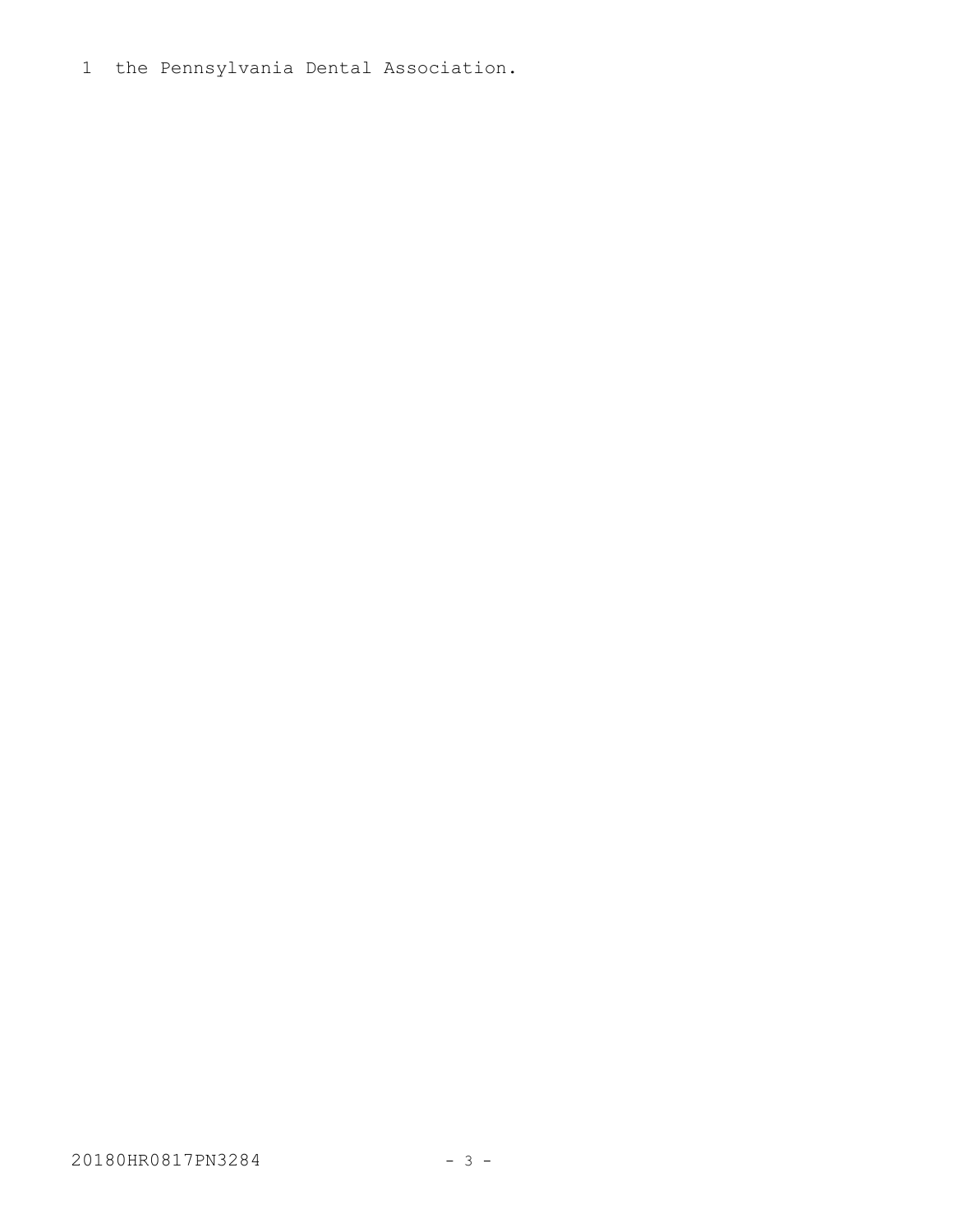the Pennsylvania Dental Association.